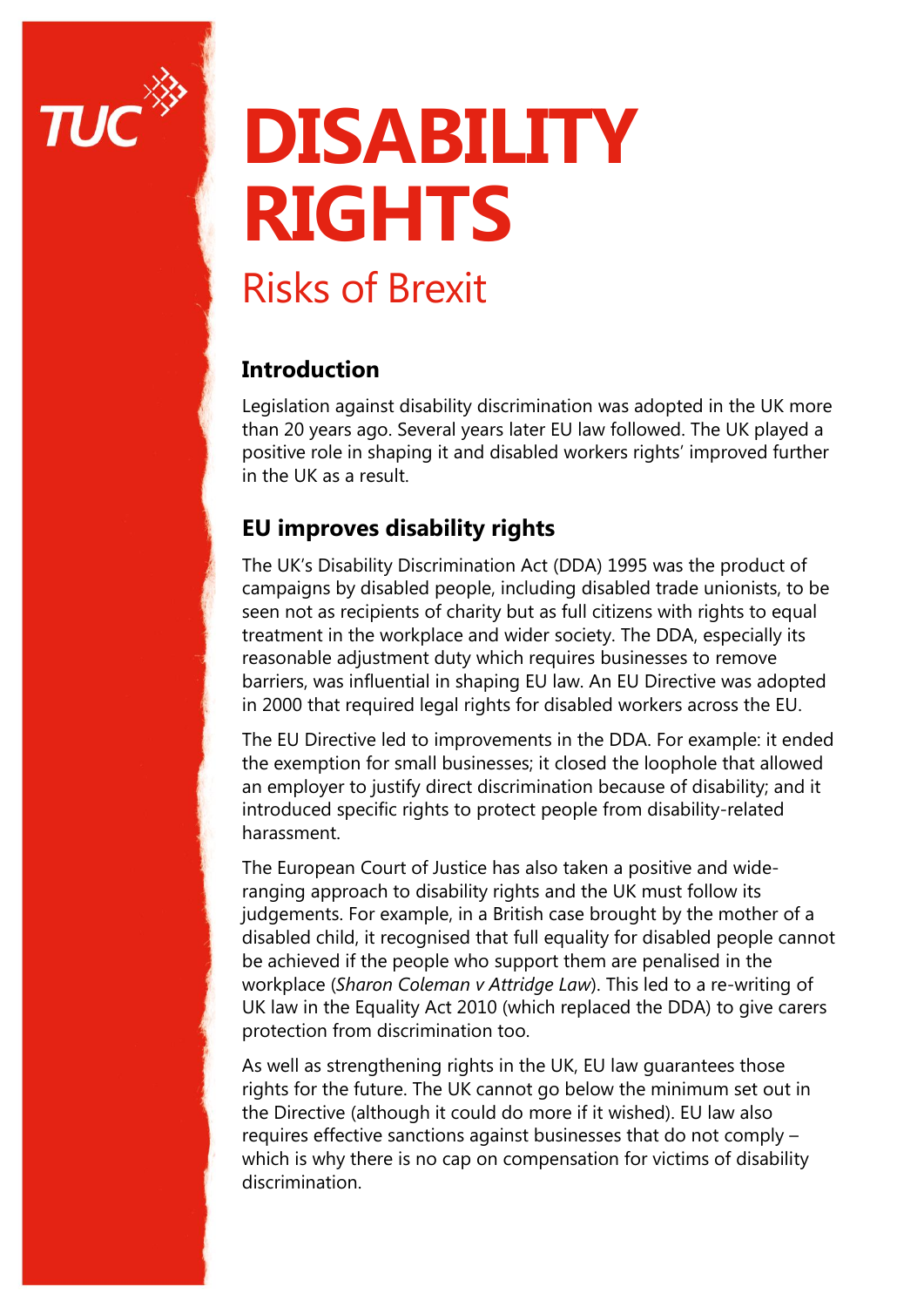# DISABILITY RIGHTS

## Risks of Brexit

### Introduction

Legislation against disability discrimination was adopted in the UK more than 20 years ago. Several years later EU law followed. The UK played a positive role in shaping it and disabled workers rights' improved further in the UK as a result.

### EU improves disability rights

The UK's Disability Discrimination Act (DDA) 1995 was the product of campaigns by disabled people, including disabled trade unionists, to be seen not as recipients of charity but as full citizens with rights to equal treatment in the workplace and wider society. The DDA, especially its reasonable adjustment duty which requires businesses to remove barriers, was influential in shaping EU law. An EU Directive was adopted in 2000 that required legal rights for disabled workers across the EU.

The EU Directive led to improvements in the DDA. For example: it ended the exemption for small businesses; it closed the loophole that allowed an employer to justify direct discrimination because of disability; and it introduced specific rights to protect people from disability-related harassment.

The European Court of Justice has also taken a positive and wide-ranging approach to disability rights and the UK must follow its judgements. For example, in a British case brought by the mother of a disabled child, it recognised that full equality for disabled people cannot be achieved if the people who support them are penalised in the workplace (*Sharon Coleman v Attridge Law*). This led to a re-writing of UK law in the Equality Act 2010 (which replaced the DDA) to give carers protection from discrimination too.

As well as strengthening rights in the UK, EU law guarantees those rights for the future. The UK cannot go below the minimum set out in the Directive (although it could do more if it wished). EU law also requires effective sanctions against businesses that do not comply – which is why there is no cap on compensation for victims of disability discrimination.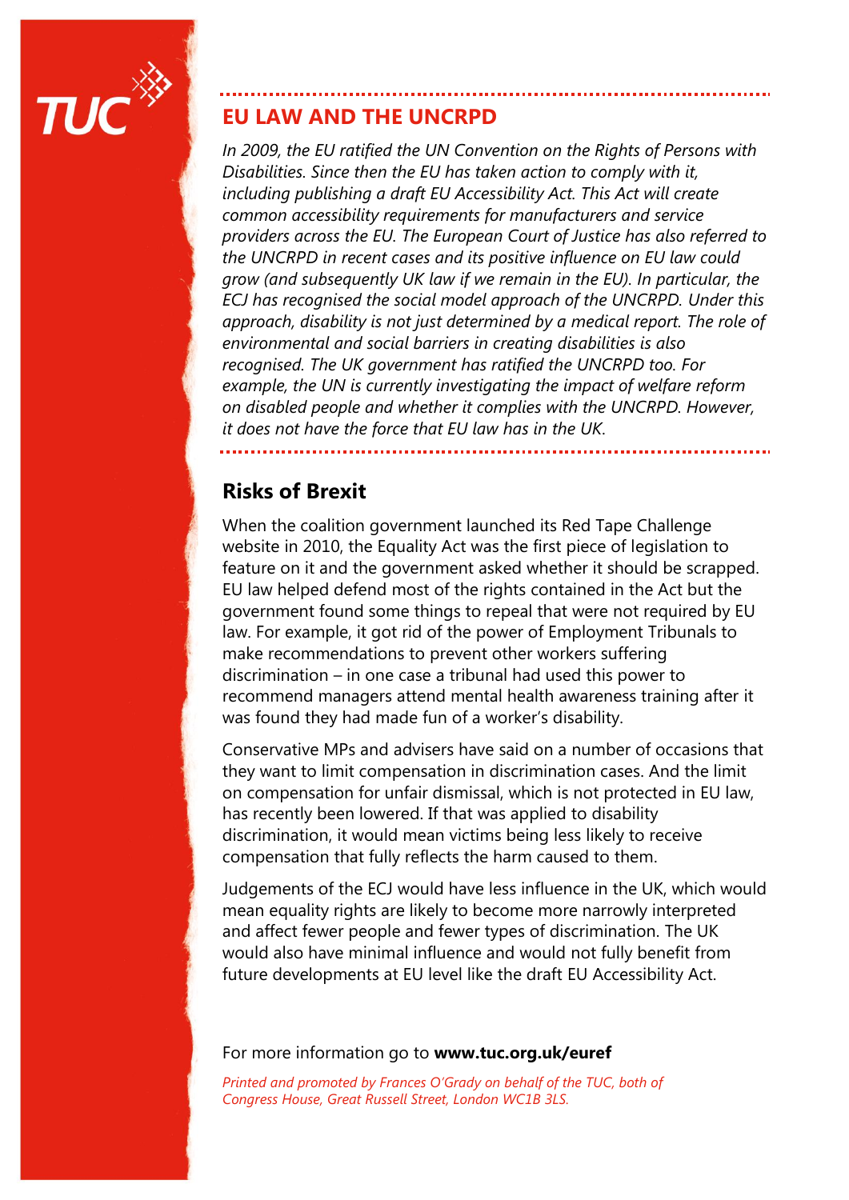## EU LAW AND THE UNCRPD

*In 2009, the EU ratified the UN Convention on the Rights of Persons with Disabilities. Since then the EU has taken action to comply with it, including publishing a draft EU Accessibility Act. This Act will create common accessibility requirements for manufacturers and service providers across the EU. The European Court of Justice has also referred to the UNCRPD in recent cases and its positive influence on EU law could grow (and subsequently UK law if we remain in the EU). In particular, the ECJ has recognised the social model approach of the UNCRPD. Under this approach, disability is not just determined by a medical report. The role of environmental and social barriers in creating disabilities is also recognised. The UK government has ratified the UNCRPD too. For example, the UN is currently investigating the impact of welfare reform on disabled people and whether it complies with the UNCRPD. However, it does not have the force that EU law has in the UK.*

## Risks of Brexit

When the coalition government launched its Red Tape Challenge website in 2010, the Equality Act was the first piece of legislation to feature on it and the government asked whether it should be scrapped. EU law helped defend most of the rights contained in the Act but the government found some things to repeal that were not required by EU law. For example, it got rid of the power of Employment Tribunals to make recommendations to prevent other workers suffering discrimination – in one case a tribunal had used this power to recommend managers attend mental health awareness training after it was found they had made fun of a worker's disability.

Conservative MPs and advisers have said on a number of occasions that they want to limit compensation in discrimination cases. And the limit on compensation for unfair dismissal, which is not protected in EU law, has recently been lowered. If that was applied to disability discrimination, it would mean victims being less likely to receive compensation that fully reflects the harm caused to them.

Judgements of the ECJ would have less influence in the UK, which would mean equality rights are likely to become more narrowly interpreted and affect fewer people and fewer types of discrimination. The UK would also have minimal influence and would not fully benefit from future developments at EU level like the draft EU Accessibility Act.

For more information go to **www.tuc.org.uk/euref**

*Printed and promoted by Frances O'Grady on behalf of the TUC, both of Congress House, Great Russell Street, London WC1B 3LS.*